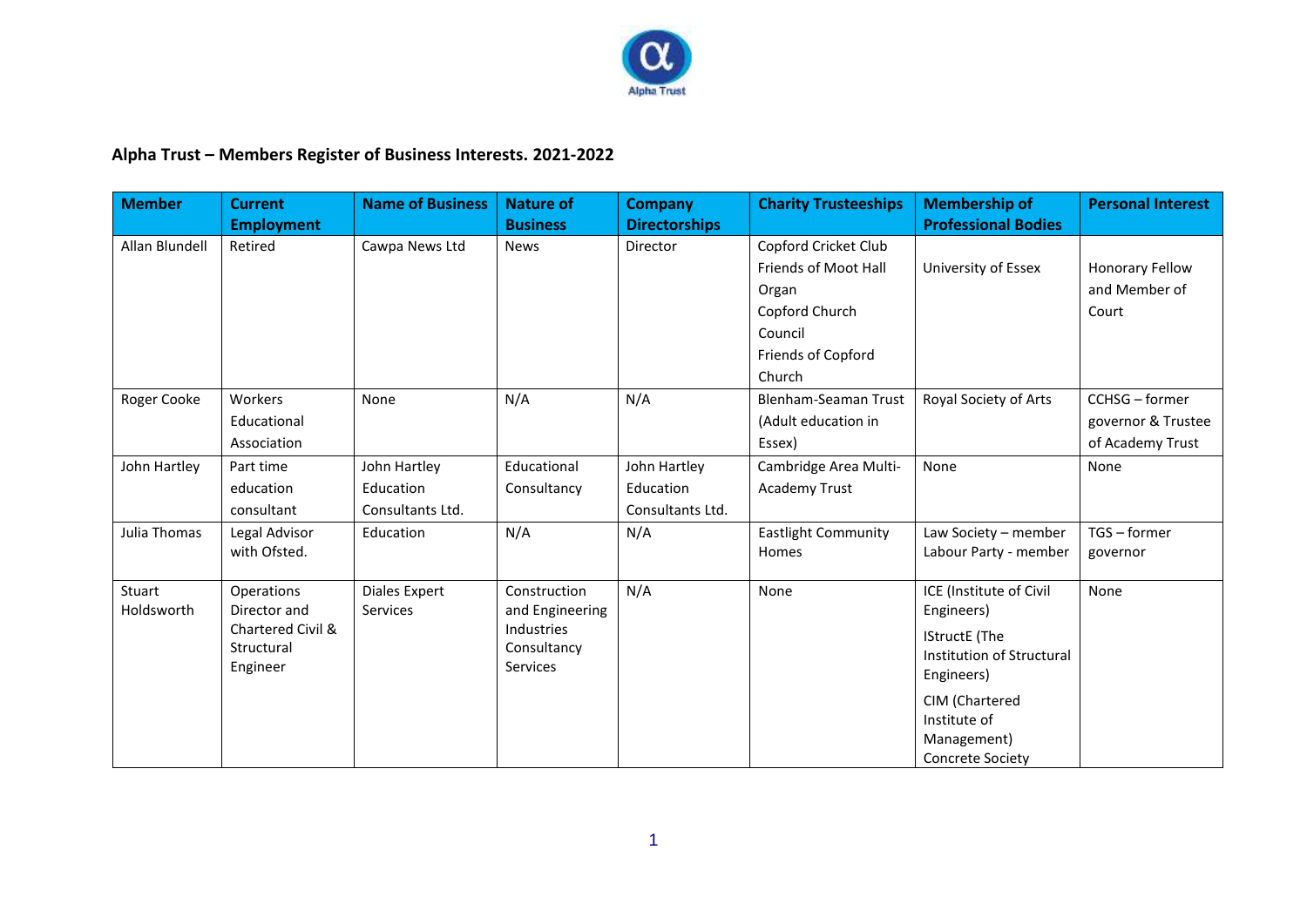## Alpha Trust – Members Register of Business Interests. 2021-2022

| Member | Current Employment | Name of Business | Nature of Business | Company Directorships | Charity Trusteeships | Membership of Professional Bodies | Personal Interest |
|---|---|---|---|---|---|---|---|
| Allan Blundell | Retired | Cawpa News Ltd | News | Director | Copford Cricket Club<br>Friends of Moot Hall Organ<br>Copford Church Council<br>Friends of Copford Church | University of Essex | Honorary Fellow and Member of Court |
| Roger Cooke | Workers Educational Association | None | N/A | N/A | Blenham-Seaman Trust (Adult education in Essex) | Royal Society of Arts | CCHSG – former governor & Trustee of Academy Trust |
| John Hartley | Part time education consultant | John Hartley Education Consultants Ltd. | Educational Consultancy | John Hartley Education Consultants Ltd. | Cambridge Area Multi-Academy Trust | None | None |
| Julia Thomas | Legal Advisor with Ofsted. | Education | N/A | N/A | Eastlight Community Homes | Law Society – member<br>Labour Party - member | TGS – former governor |
| Stuart Holdsworth | Operations Director and Chartered Civil & Structural Engineer | Diales Expert Services | Construction and Engineering Industries Consultancy Services | N/A | None | ICE (Institute of Civil Engineers)<br>IStructE (The Institution of Structural Engineers)<br>CIM (Chartered Institute of Management)<br>Concrete Society | None |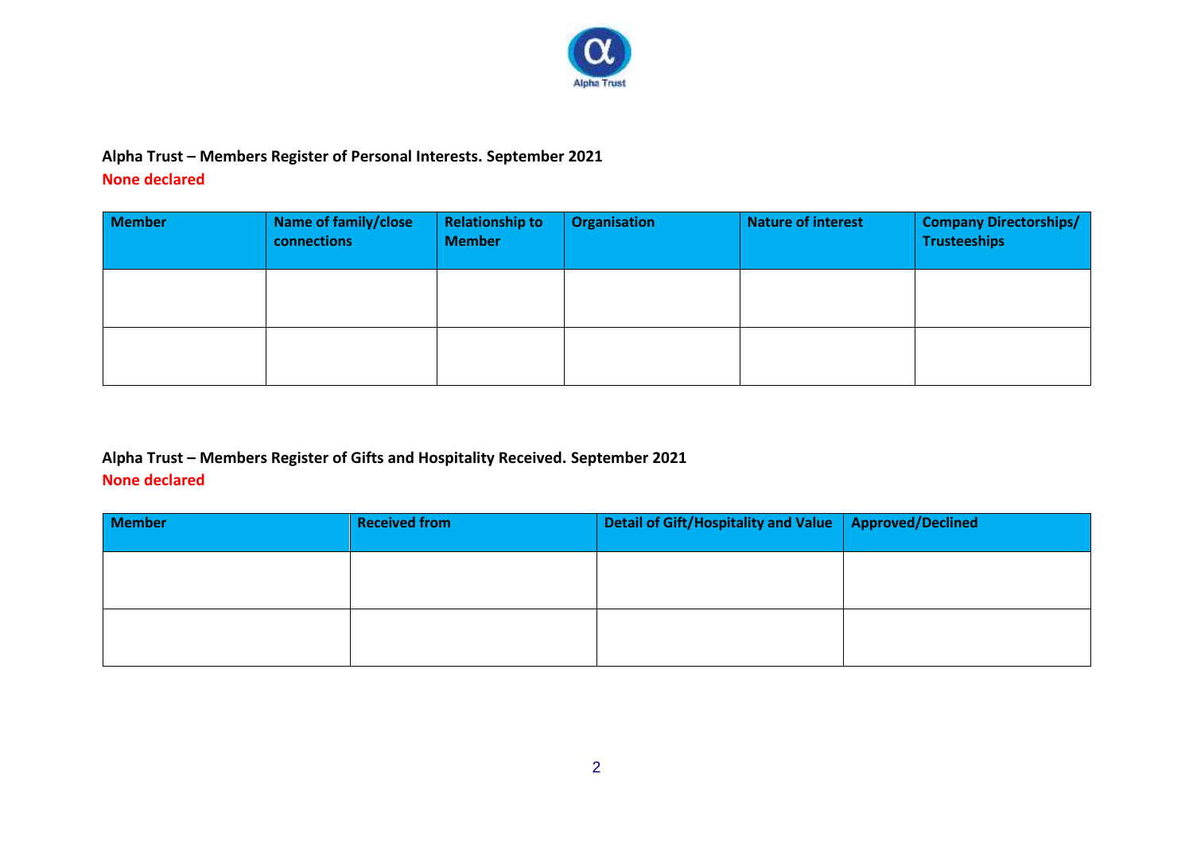**Alpha Trust – Members Register of Personal Interests. September 2021**

**None declared**

| Member | Name of family/close connections | Relationship to Member | Organisation | Nature of interest | Company Directorships/ Trusteeships |
|---|---|---|---|---|---|
| | | | | | |
| | | | | | |

**Alpha Trust – Members Register of Gifts and Hospitality Received. September 2021**

**None declared**

| Member | Received from | Detail of Gift/Hospitality and Value | Approved/Declined |
|---|---|---|---|
| | | | |
| | | | |